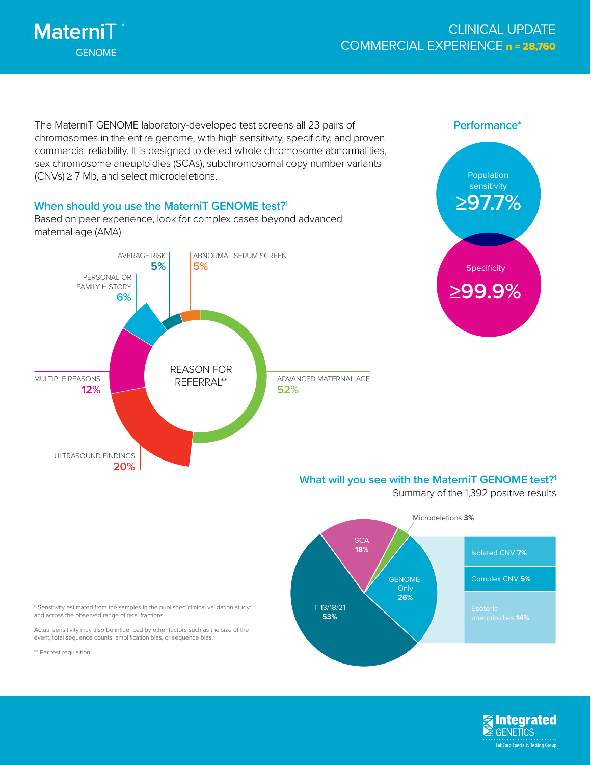# MaterniT GENOME

## CLINICAL UPDATE
## COMMERCIAL EXPERIENCE n = 28,760

The MaterniT GENOME laboratory-developed test screens all 23 pairs of chromosomes in the entire genome, with high sensitivity, specificity, and proven commercial reliability. It is designed to detect whole chromosome abnormalities, sex chromosome aneuploidies (SCAs), subchromosomal copy number variants (CNVs) ≥ 7 Mb, and select microdeletions.

### Performance*

- Population sensitivity **≥97.7%**
- Specificity **≥99.9%**

### When should you use the MaterniT GENOME test?[1]

Based on peer experience, look for complex cases beyond advanced maternal age (AMA)

**REASON FOR REFERRAL****

| Reason | % |
|---|---|
| Advanced maternal age | 52% |
| Ultrasound findings | 20% |
| Multiple reasons | 12% |
| Personal or family history | 6% |
| Average risk | 5% |
| Abnormal serum screen | 5% |

### What will you see with the MaterniT GENOME test?[1]

Summary of the 1,392 positive results

| Result | % |
|---|---|
| T 13/18/21 | 53% |
| GENOME Only | 26% |
| SCA | 18% |
| Microdeletions | 3% |

GENOME Only breakdown:

| Category | % |
|---|---|
| Isolated CNV | 7% |
| Complex CNV | 5% |
| Esoteric aneuploidies | 14% |

\* Sensitivity estimated from the samples in the published clinical validation study[2] and across the observed range of fetal fractions.

Actual sensitivity may also be influenced by other factors such as the size of the event, total sequence counts, amplification bias, or sequence bias.

** Per test requisition

Integrated GENETICS
LabCorp Specialty Testing Group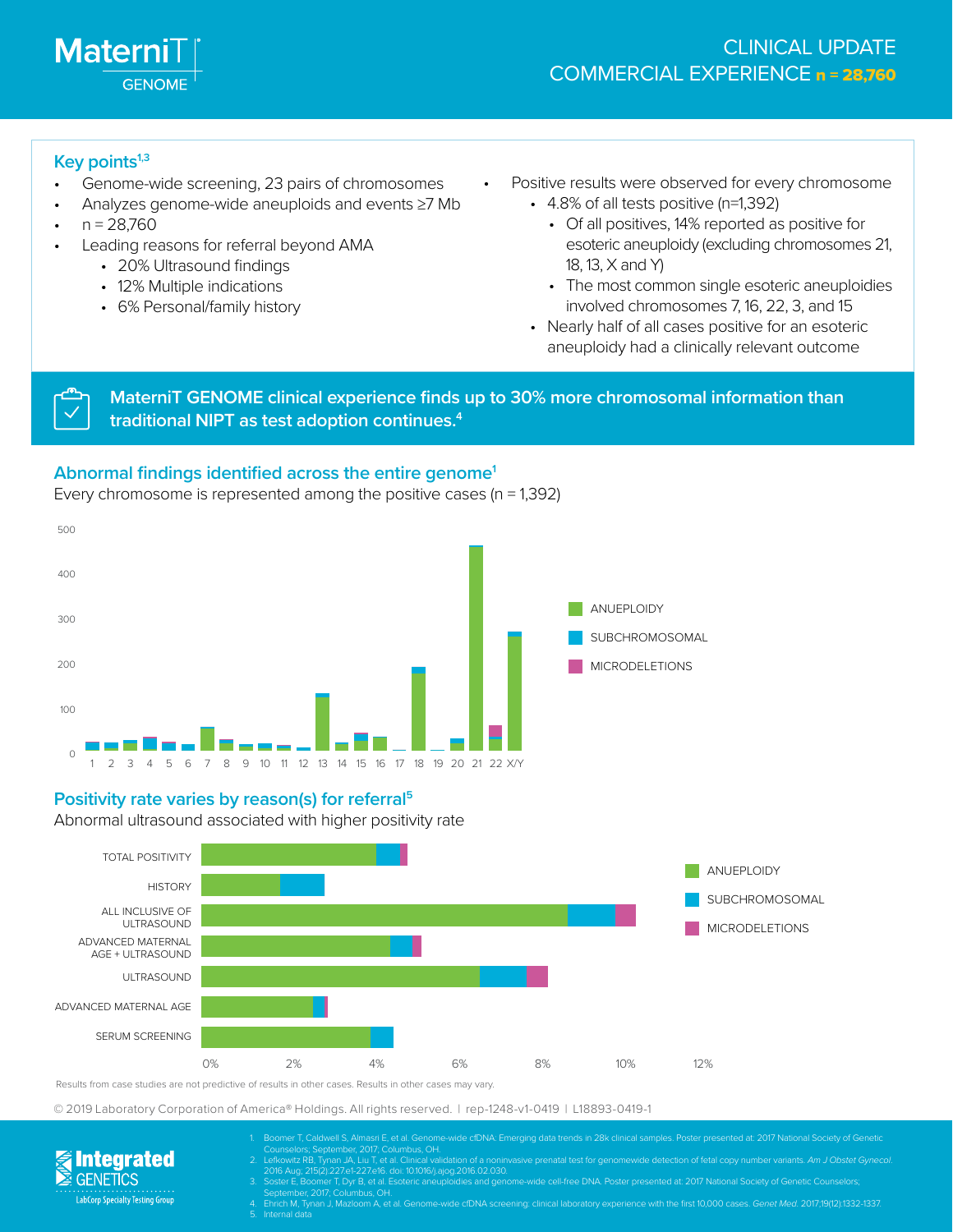MaterniT GENOME

CLINICAL UPDATE
COMMERCIAL EXPERIENCE **n = 28,760**

## Key points[1,3]

- Genome-wide screening, 23 pairs of chromosomes
- Analyzes genome-wide aneuploids and events ≥7 Mb
- n = 28,760
- Leading reasons for referral beyond AMA
  - 20% Ultrasound findings
  - 12% Multiple indications
  - 6% Personal/family history
- Positive results were observed for every chromosome
  - 4.8% of all tests positive (n=1,392)
    - Of all positives, 14% reported as positive for esoteric aneuploidy (excluding chromosomes 21, 18, 13, X and Y)
    - The most common single esoteric aneuploidies involved chromosomes 7, 16, 22, 3, and 15
  - Nearly half of all cases positive for an esoteric aneuploidy had a clinically relevant outcome

**MaterniT GENOME clinical experience finds up to 30% more chromosomal information than traditional NIPT as test adoption continues.[4]**

## Abnormal findings identified across the entire genome[1]

Every chromosome is represented among the positive cases (n = 1,392)

500
400
300
200
100
0

1 2 3 4 5 6 7 8 9 10 11 12 13 14 15 16 17 18 19 20 21 22 X/Y

ANUEPLOIDY
SUBCHROMOSOMAL
MICRODELETIONS

## Positivity rate varies by reason(s) for referral[5]

Abnormal ultrasound associated with higher positivity rate

TOTAL POSITIVITY
HISTORY
ALL INCLUSIVE OF ULTRASOUND
ADVANCED MATERNAL AGE + ULTRASOUND
ULTRASOUND
ADVANCED MATERNAL AGE
SERUM SCREENING

0% 2% 4% 6% 8% 10% 12%

ANUEPLOIDY
SUBCHROMOSOMAL
MICRODELETIONS

Results from case studies are not predictive of results in other cases. Results in other cases may vary.

© 2019 Laboratory Corporation of America® Holdings. All rights reserved. | rep-1248-v1-0419 | L18893-0419-1

Integrated GENETICS
LabCorp Specialty Testing Group

1. Boomer T, Caldwell S, Almasri E, et al. Genome-wide cfDNA: Emerging data trends in 28k clinical samples. Poster presented at: 2017 National Society of Genetic Counselors; September, 2017; Columbus, OH.
2. Lefkowitz RB, Tynan JA, Liu T, et al. Clinical validation of a noninvasive prenatal test for genomewide detection of fetal copy number variants. *Am J Obstet Gynecol.* 2016 Aug; 215(2):227.e1-227.e16. doi: 10.1016/j.ajog.2016.02.030.
3. Soster E, Boomer T, Dyr B, et al. Esoteric aneuploidies and genome-wide cell-free DNA. Poster presented at: 2017 National Society of Genetic Counselors; September, 2017; Columbus, OH.
4. Ehrich M, Tynan J, Mazloom A, et al. Genome-wide cfDNA screening: clinical laboratory experience with the first 10,000 cases. *Genet Med.* 2017;19(12):1332-1337.
5. Internal data